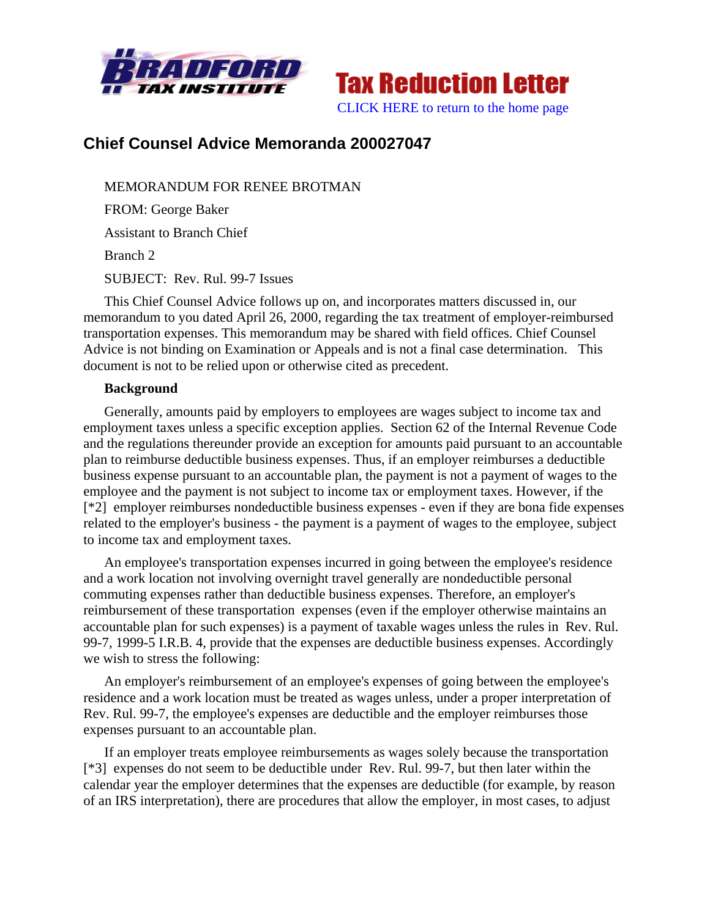Bradford Tax Institute

# Tax Reduction Letter

CLICK HERE to return to the home page

## Chief Counsel Advice Memoranda 200027047

MEMORANDUM FOR RENEE BROTMAN

FROM: George Baker

Assistant to Branch Chief

Branch 2

SUBJECT: Rev. Rul. 99-7 Issues

This Chief Counsel Advice follows up on, and incorporates matters discussed in, our memorandum to you dated April 26, 2000, regarding the tax treatment of employer-reimbursed transportation expenses. This memorandum may be shared with field offices. Chief Counsel Advice is not binding on Examination or Appeals and is not a final case determination. This document is not to be relied upon or otherwise cited as precedent.

**Background**

Generally, amounts paid by employers to employees are wages subject to income tax and employment taxes unless a specific exception applies. Section 62 of the Internal Revenue Code and the regulations thereunder provide an exception for amounts paid pursuant to an accountable plan to reimburse deductible business expenses. Thus, if an employer reimburses a deductible business expense pursuant to an accountable plan, the payment is not a payment of wages to the employee and the payment is not subject to income tax or employment taxes. However, if the [*2] employer reimburses nondeductible business expenses - even if they are bona fide expenses related to the employer's business - the payment is a payment of wages to the employee, subject to income tax and employment taxes.

An employee's transportation expenses incurred in going between the employee's residence and a work location not involving overnight travel generally are nondeductible personal commuting expenses rather than deductible business expenses. Therefore, an employer's reimbursement of these transportation expenses (even if the employer otherwise maintains an accountable plan for such expenses) is a payment of taxable wages unless the rules in Rev. Rul. 99-7, 1999-5 I.R.B. 4, provide that the expenses are deductible business expenses. Accordingly we wish to stress the following:

An employer's reimbursement of an employee's expenses of going between the employee's residence and a work location must be treated as wages unless, under a proper interpretation of Rev. Rul. 99-7, the employee's expenses are deductible and the employer reimburses those expenses pursuant to an accountable plan.

If an employer treats employee reimbursements as wages solely because the transportation [*3] expenses do not seem to be deductible under Rev. Rul. 99-7, but then later within the calendar year the employer determines that the expenses are deductible (for example, by reason of an IRS interpretation), there are procedures that allow the employer, in most cases, to adjust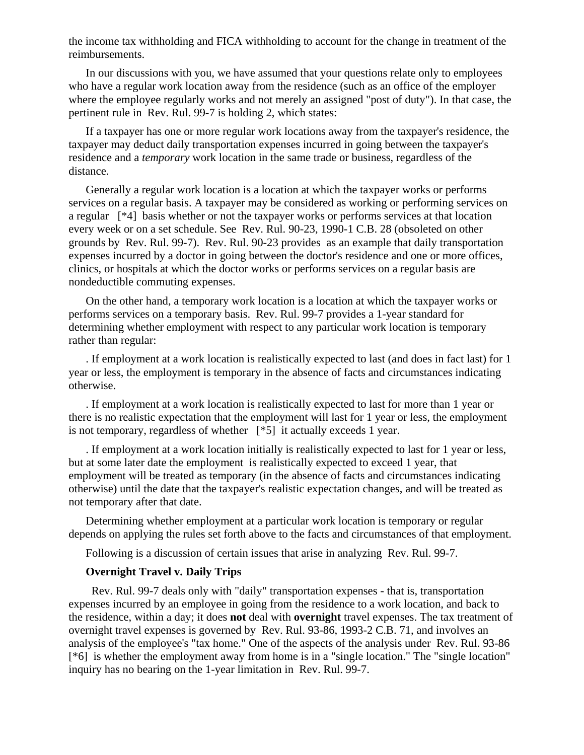the income tax withholding and FICA withholding to account for the change in treatment of the reimbursements.

In our discussions with you, we have assumed that your questions relate only to employees who have a regular work location away from the residence (such as an office of the employer where the employee regularly works and not merely an assigned "post of duty"). In that case, the pertinent rule in Rev. Rul. 99-7 is holding 2, which states:

If a taxpayer has one or more regular work locations away from the taxpayer's residence, the taxpayer may deduct daily transportation expenses incurred in going between the taxpayer's residence and a *temporary* work location in the same trade or business, regardless of the distance.

Generally a regular work location is a location at which the taxpayer works or performs services on a regular basis. A taxpayer may be considered as working or performing services on a regular [*4] basis whether or not the taxpayer works or performs services at that location every week or on a set schedule. See Rev. Rul. 90-23, 1990-1 C.B. 28 (obsoleted on other grounds by Rev. Rul. 99-7). Rev. Rul. 90-23 provides as an example that daily transportation expenses incurred by a doctor in going between the doctor's residence and one or more offices, clinics, or hospitals at which the doctor works or performs services on a regular basis are nondeductible commuting expenses.

On the other hand, a temporary work location is a location at which the taxpayer works or performs services on a temporary basis. Rev. Rul. 99-7 provides a 1-year standard for determining whether employment with respect to any particular work location is temporary rather than regular:

. If employment at a work location is realistically expected to last (and does in fact last) for 1 year or less, the employment is temporary in the absence of facts and circumstances indicating otherwise.

. If employment at a work location is realistically expected to last for more than 1 year or there is no realistic expectation that the employment will last for 1 year or less, the employment is not temporary, regardless of whether [*5] it actually exceeds 1 year.

. If employment at a work location initially is realistically expected to last for 1 year or less, but at some later date the employment is realistically expected to exceed 1 year, that employment will be treated as temporary (in the absence of facts and circumstances indicating otherwise) until the date that the taxpayer's realistic expectation changes, and will be treated as not temporary after that date.

Determining whether employment at a particular work location is temporary or regular depends on applying the rules set forth above to the facts and circumstances of that employment.

Following is a discussion of certain issues that arise in analyzing Rev. Rul. 99-7.

**Overnight Travel v. Daily Trips**

Rev. Rul. 99-7 deals only with "daily" transportation expenses - that is, transportation expenses incurred by an employee in going from the residence to a work location, and back to the residence, within a day; it does **not** deal with **overnight** travel expenses. The tax treatment of overnight travel expenses is governed by Rev. Rul. 93-86, 1993-2 C.B. 71, and involves an analysis of the employee's "tax home." One of the aspects of the analysis under Rev. Rul. 93-86 [*6] is whether the employment away from home is in a "single location." The "single location" inquiry has no bearing on the 1-year limitation in Rev. Rul. 99-7.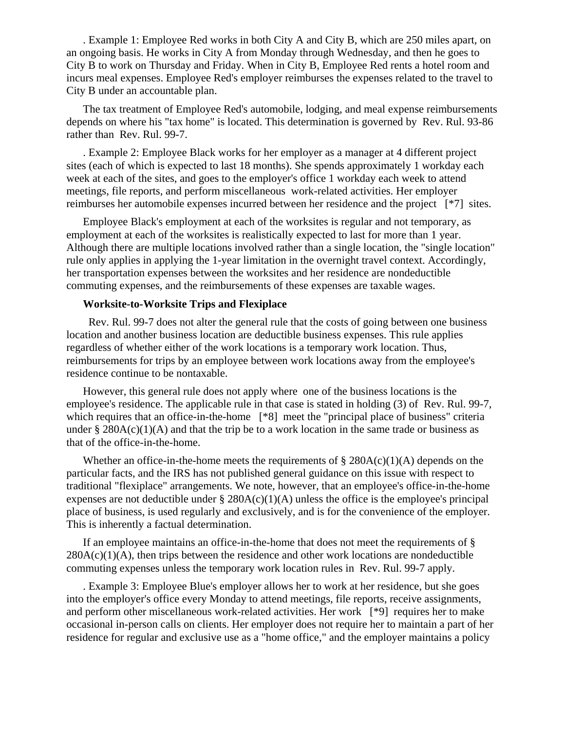. Example 1: Employee Red works in both City A and City B, which are 250 miles apart, on an ongoing basis. He works in City A from Monday through Wednesday, and then he goes to City B to work on Thursday and Friday. When in City B, Employee Red rents a hotel room and incurs meal expenses. Employee Red's employer reimburses the expenses related to the travel to City B under an accountable plan.

The tax treatment of Employee Red's automobile, lodging, and meal expense reimbursements depends on where his "tax home" is located. This determination is governed by Rev. Rul. 93-86 rather than Rev. Rul. 99-7.

. Example 2: Employee Black works for her employer as a manager at 4 different project sites (each of which is expected to last 18 months). She spends approximately 1 workday each week at each of the sites, and goes to the employer's office 1 workday each week to attend meetings, file reports, and perform miscellaneous work-related activities. Her employer reimburses her automobile expenses incurred between her residence and the project [*7] sites.

Employee Black's employment at each of the worksites is regular and not temporary, as employment at each of the worksites is realistically expected to last for more than 1 year. Although there are multiple locations involved rather than a single location, the "single location" rule only applies in applying the 1-year limitation in the overnight travel context. Accordingly, her transportation expenses between the worksites and her residence are nondeductible commuting expenses, and the reimbursements of these expenses are taxable wages.

**Worksite-to-Worksite Trips and Flexiplace**

Rev. Rul. 99-7 does not alter the general rule that the costs of going between one business location and another business location are deductible business expenses. This rule applies regardless of whether either of the work locations is a temporary work location. Thus, reimbursements for trips by an employee between work locations away from the employee's residence continue to be nontaxable.

However, this general rule does not apply where one of the business locations is the employee's residence. The applicable rule in that case is stated in holding (3) of Rev. Rul. 99-7, which requires that an office-in-the-home [*8] meet the "principal place of business" criteria under § 280A(c)(1)(A) and that the trip be to a work location in the same trade or business as that of the office-in-the-home.

Whether an office-in-the-home meets the requirements of § 280A(c)(1)(A) depends on the particular facts, and the IRS has not published general guidance on this issue with respect to traditional "flexiplace" arrangements. We note, however, that an employee's office-in-the-home expenses are not deductible under § 280A(c)(1)(A) unless the office is the employee's principal place of business, is used regularly and exclusively, and is for the convenience of the employer. This is inherently a factual determination.

If an employee maintains an office-in-the-home that does not meet the requirements of § 280A(c)(1)(A), then trips between the residence and other work locations are nondeductible commuting expenses unless the temporary work location rules in Rev. Rul. 99-7 apply.

. Example 3: Employee Blue's employer allows her to work at her residence, but she goes into the employer's office every Monday to attend meetings, file reports, receive assignments, and perform other miscellaneous work-related activities. Her work [*9] requires her to make occasional in-person calls on clients. Her employer does not require her to maintain a part of her residence for regular and exclusive use as a "home office," and the employer maintains a policy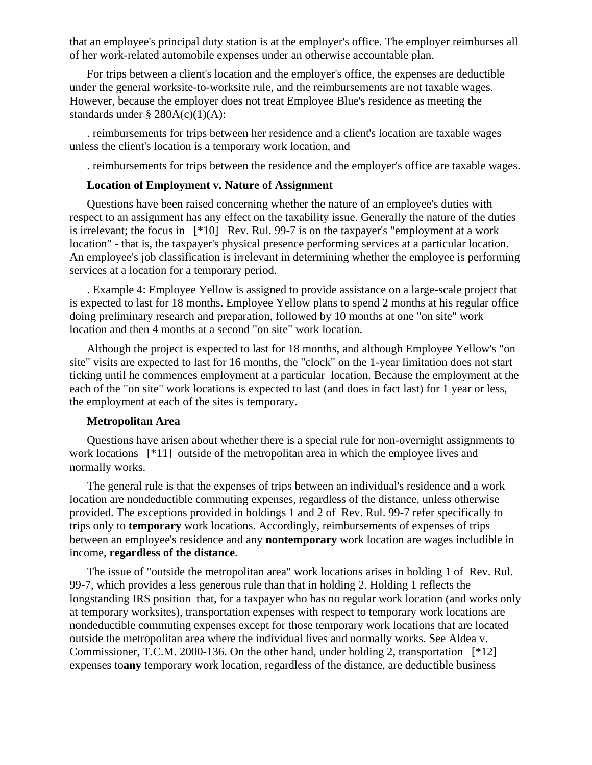that an employee's principal duty station is at the employer's office. The employer reimburses all of her work-related automobile expenses under an otherwise accountable plan.

For trips between a client's location and the employer's office, the expenses are deductible under the general worksite-to-worksite rule, and the reimbursements are not taxable wages. However, because the employer does not treat Employee Blue's residence as meeting the standards under § 280A(c)(1)(A):

. reimbursements for trips between her residence and a client's location are taxable wages unless the client's location is a temporary work location, and

. reimbursements for trips between the residence and the employer's office are taxable wages.

**Location of Employment v. Nature of Assignment**

Questions have been raised concerning whether the nature of an employee's duties with respect to an assignment has any effect on the taxability issue. Generally the nature of the duties is irrelevant; the focus in [*10] Rev. Rul. 99-7 is on the taxpayer's "employment at a work location" - that is, the taxpayer's physical presence performing services at a particular location. An employee's job classification is irrelevant in determining whether the employee is performing services at a location for a temporary period.

. Example 4: Employee Yellow is assigned to provide assistance on a large-scale project that is expected to last for 18 months. Employee Yellow plans to spend 2 months at his regular office doing preliminary research and preparation, followed by 10 months at one "on site" work location and then 4 months at a second "on site" work location.

Although the project is expected to last for 18 months, and although Employee Yellow's "on site" visits are expected to last for 16 months, the "clock" on the 1-year limitation does not start ticking until he commences employment at a particular location. Because the employment at the each of the "on site" work locations is expected to last (and does in fact last) for 1 year or less, the employment at each of the sites is temporary.

**Metropolitan Area**

Questions have arisen about whether there is a special rule for non-overnight assignments to work locations [*11] outside of the metropolitan area in which the employee lives and normally works.

The general rule is that the expenses of trips between an individual's residence and a work location are nondeductible commuting expenses, regardless of the distance, unless otherwise provided. The exceptions provided in holdings 1 and 2 of Rev. Rul. 99-7 refer specifically to trips only to **temporary** work locations. Accordingly, reimbursements of expenses of trips between an employee's residence and any **nontemporary** work location are wages includible in income, **regardless of the distance**.

The issue of "outside the metropolitan area" work locations arises in holding 1 of Rev. Rul. 99-7, which provides a less generous rule than that in holding 2. Holding 1 reflects the longstanding IRS position that, for a taxpayer who has no regular work location (and works only at temporary worksites), transportation expenses with respect to temporary work locations are nondeductible commuting expenses except for those temporary work locations that are located outside the metropolitan area where the individual lives and normally works. See Aldea v. Commissioner, T.C.M. 2000-136. On the other hand, under holding 2, transportation [*12] expenses to**any** temporary work location, regardless of the distance, are deductible business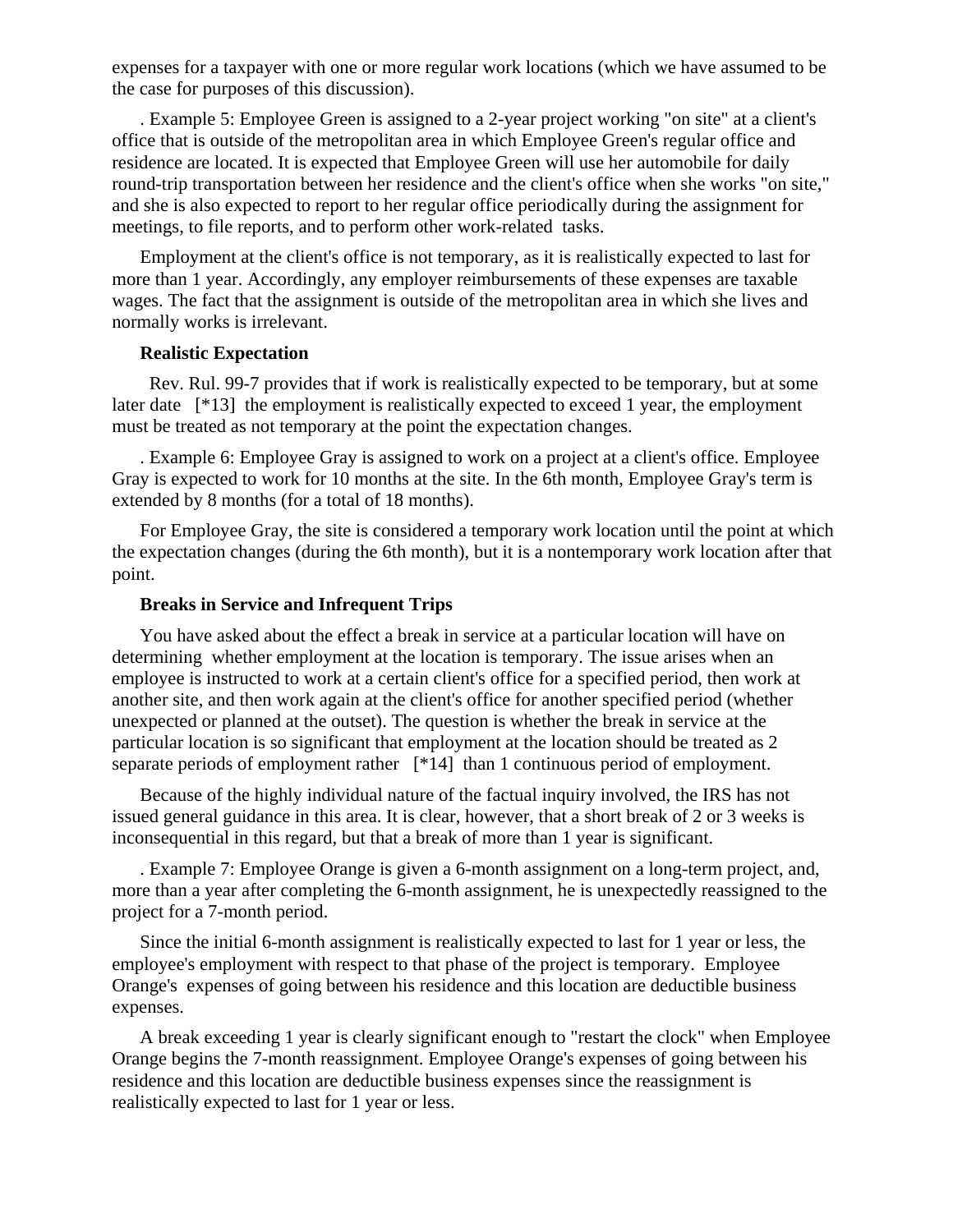expenses for a taxpayer with one or more regular work locations (which we have assumed to be the case for purposes of this discussion).

. Example 5: Employee Green is assigned to a 2-year project working "on site" at a client's office that is outside of the metropolitan area in which Employee Green's regular office and residence are located. It is expected that Employee Green will use her automobile for daily round-trip transportation between her residence and the client's office when she works "on site," and she is also expected to report to her regular office periodically during the assignment for meetings, to file reports, and to perform other work-related tasks.

Employment at the client's office is not temporary, as it is realistically expected to last for more than 1 year. Accordingly, any employer reimbursements of these expenses are taxable wages. The fact that the assignment is outside of the metropolitan area in which she lives and normally works is irrelevant.

**Realistic Expectation**

Rev. Rul. 99-7 provides that if work is realistically expected to be temporary, but at some later date [*13] the employment is realistically expected to exceed 1 year, the employment must be treated as not temporary at the point the expectation changes.

. Example 6: Employee Gray is assigned to work on a project at a client's office. Employee Gray is expected to work for 10 months at the site. In the 6th month, Employee Gray's term is extended by 8 months (for a total of 18 months).

For Employee Gray, the site is considered a temporary work location until the point at which the expectation changes (during the 6th month), but it is a nontemporary work location after that point.

**Breaks in Service and Infrequent Trips**

You have asked about the effect a break in service at a particular location will have on determining whether employment at the location is temporary. The issue arises when an employee is instructed to work at a certain client's office for a specified period, then work at another site, and then work again at the client's office for another specified period (whether unexpected or planned at the outset). The question is whether the break in service at the particular location is so significant that employment at the location should be treated as 2 separate periods of employment rather [*14] than 1 continuous period of employment.

Because of the highly individual nature of the factual inquiry involved, the IRS has not issued general guidance in this area. It is clear, however, that a short break of 2 or 3 weeks is inconsequential in this regard, but that a break of more than 1 year is significant.

. Example 7: Employee Orange is given a 6-month assignment on a long-term project, and, more than a year after completing the 6-month assignment, he is unexpectedly reassigned to the project for a 7-month period.

Since the initial 6-month assignment is realistically expected to last for 1 year or less, the employee's employment with respect to that phase of the project is temporary. Employee Orange's expenses of going between his residence and this location are deductible business expenses.

A break exceeding 1 year is clearly significant enough to "restart the clock" when Employee Orange begins the 7-month reassignment. Employee Orange's expenses of going between his residence and this location are deductible business expenses since the reassignment is realistically expected to last for 1 year or less.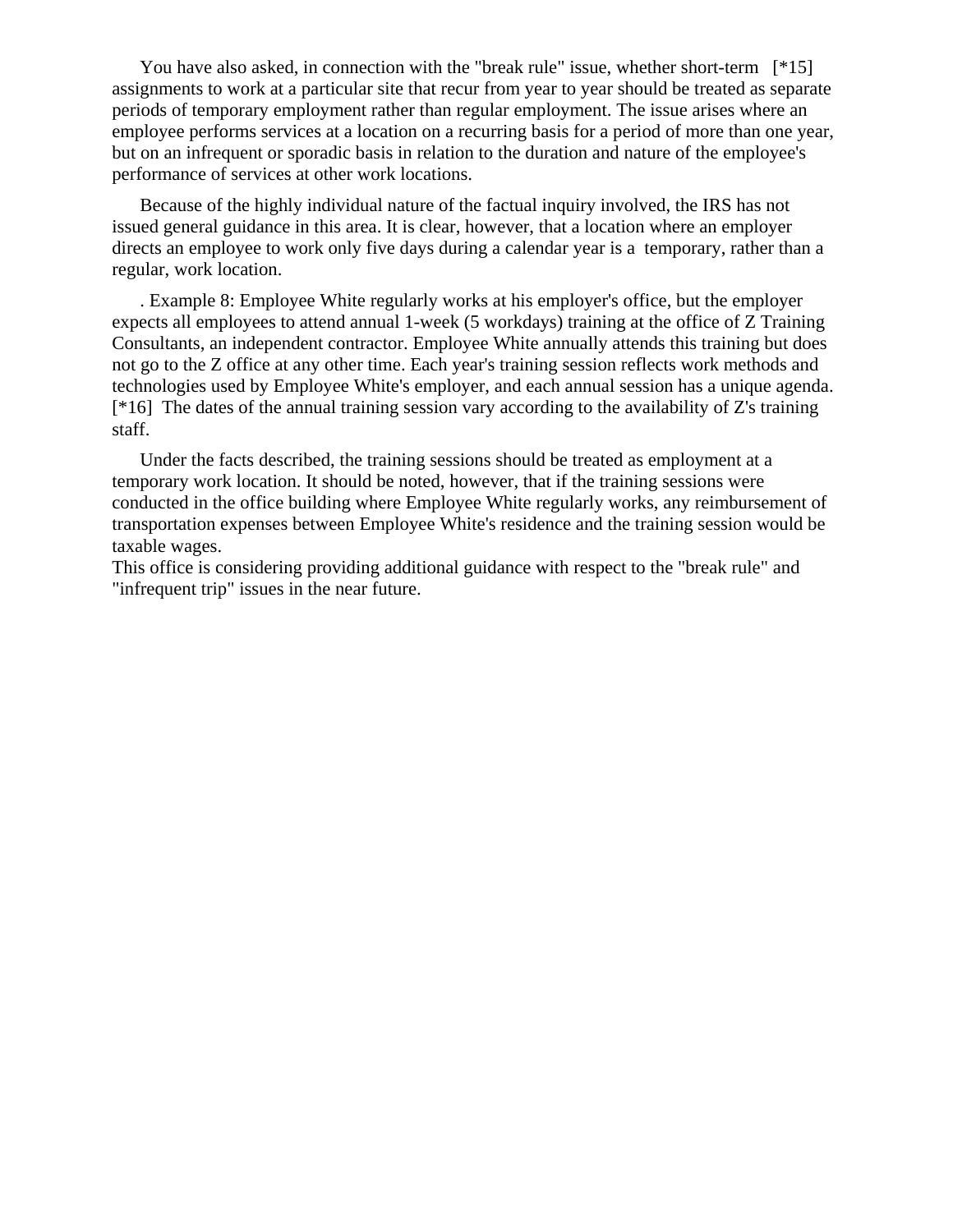You have also asked, in connection with the "break rule" issue, whether short-term [*15] assignments to work at a particular site that recur from year to year should be treated as separate periods of temporary employment rather than regular employment. The issue arises where an employee performs services at a location on a recurring basis for a period of more than one year, but on an infrequent or sporadic basis in relation to the duration and nature of the employee's performance of services at other work locations.

Because of the highly individual nature of the factual inquiry involved, the IRS has not issued general guidance in this area. It is clear, however, that a location where an employer directs an employee to work only five days during a calendar year is a temporary, rather than a regular, work location.

. Example 8: Employee White regularly works at his employer's office, but the employer expects all employees to attend annual 1-week (5 workdays) training at the office of Z Training Consultants, an independent contractor. Employee White annually attends this training but does not go to the Z office at any other time. Each year's training session reflects work methods and technologies used by Employee White's employer, and each annual session has a unique agenda. [*16] The dates of the annual training session vary according to the availability of Z's training staff.

Under the facts described, the training sessions should be treated as employment at a temporary work location. It should be noted, however, that if the training sessions were conducted in the office building where Employee White regularly works, any reimbursement of transportation expenses between Employee White's residence and the training session would be taxable wages.

This office is considering providing additional guidance with respect to the "break rule" and "infrequent trip" issues in the near future.